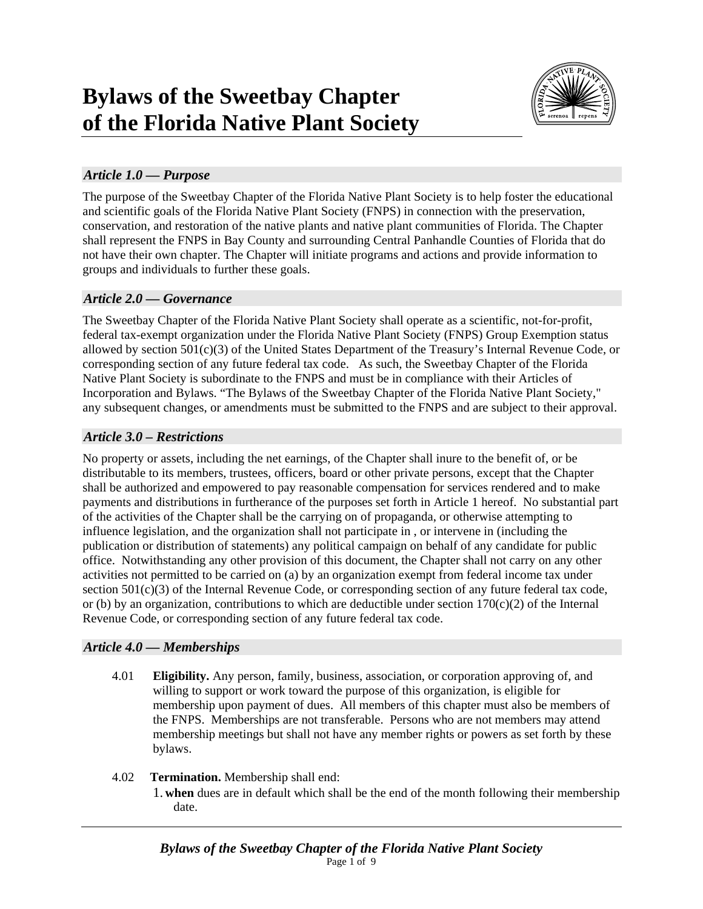# Bylaws of the Sweetbay Chapter of the Florida Native Plant Society

## *Article 1.0 — Purpose*

The purpose of the Sweetbay Chapter of the Florida Native Plant Society is to help foster the educational and scientific goals of the Florida Native Plant Society (FNPS) in connection with the preservation, conservation, and restoration of the native plants and native plant communities of Florida. The Chapter shall represent the FNPS in Bay County and surrounding Central Panhandle Counties of Florida that do not have their own chapter. The Chapter will initiate programs and actions and provide information to groups and individuals to further these goals.

## *Article 2.0 — Governance*

The Sweetbay Chapter of the Florida Native Plant Society shall operate as a scientific, not-for-profit, federal tax-exempt organization under the Florida Native Plant Society (FNPS) Group Exemption status allowed by section 501(c)(3) of the United States Department of the Treasury's Internal Revenue Code, or corresponding section of any future federal tax code. As such, the Sweetbay Chapter of the Florida Native Plant Society is subordinate to the FNPS and must be in compliance with their Articles of Incorporation and Bylaws. "The Bylaws of the Sweetbay Chapter of the Florida Native Plant Society," any subsequent changes, or amendments must be submitted to the FNPS and are subject to their approval.

## *Article 3.0 – Restrictions*

No property or assets, including the net earnings, of the Chapter shall inure to the benefit of, or be distributable to its members, trustees, officers, board or other private persons, except that the Chapter shall be authorized and empowered to pay reasonable compensation for services rendered and to make payments and distributions in furtherance of the purposes set forth in Article 1 hereof. No substantial part of the activities of the Chapter shall be the carrying on of propaganda, or otherwise attempting to influence legislation, and the organization shall not participate in , or intervene in (including the publication or distribution of statements) any political campaign on behalf of any candidate for public office. Notwithstanding any other provision of this document, the Chapter shall not carry on any other activities not permitted to be carried on (a) by an organization exempt from federal income tax under section 501(c)(3) of the Internal Revenue Code, or corresponding section of any future federal tax code, or (b) by an organization, contributions to which are deductible under section 170(c)(2) of the Internal Revenue Code, or corresponding section of any future federal tax code.

## *Article 4.0 — Memberships*

4.01 **Eligibility.** Any person, family, business, association, or corporation approving of, and willing to support or work toward the purpose of this organization, is eligible for membership upon payment of dues. All members of this chapter must also be members of the FNPS. Memberships are not transferable. Persons who are not members may attend membership meetings but shall not have any member rights or powers as set forth by these bylaws.

4.02 **Termination.** Membership shall end:

1. **when** dues are in default which shall be the end of the month following their membership date.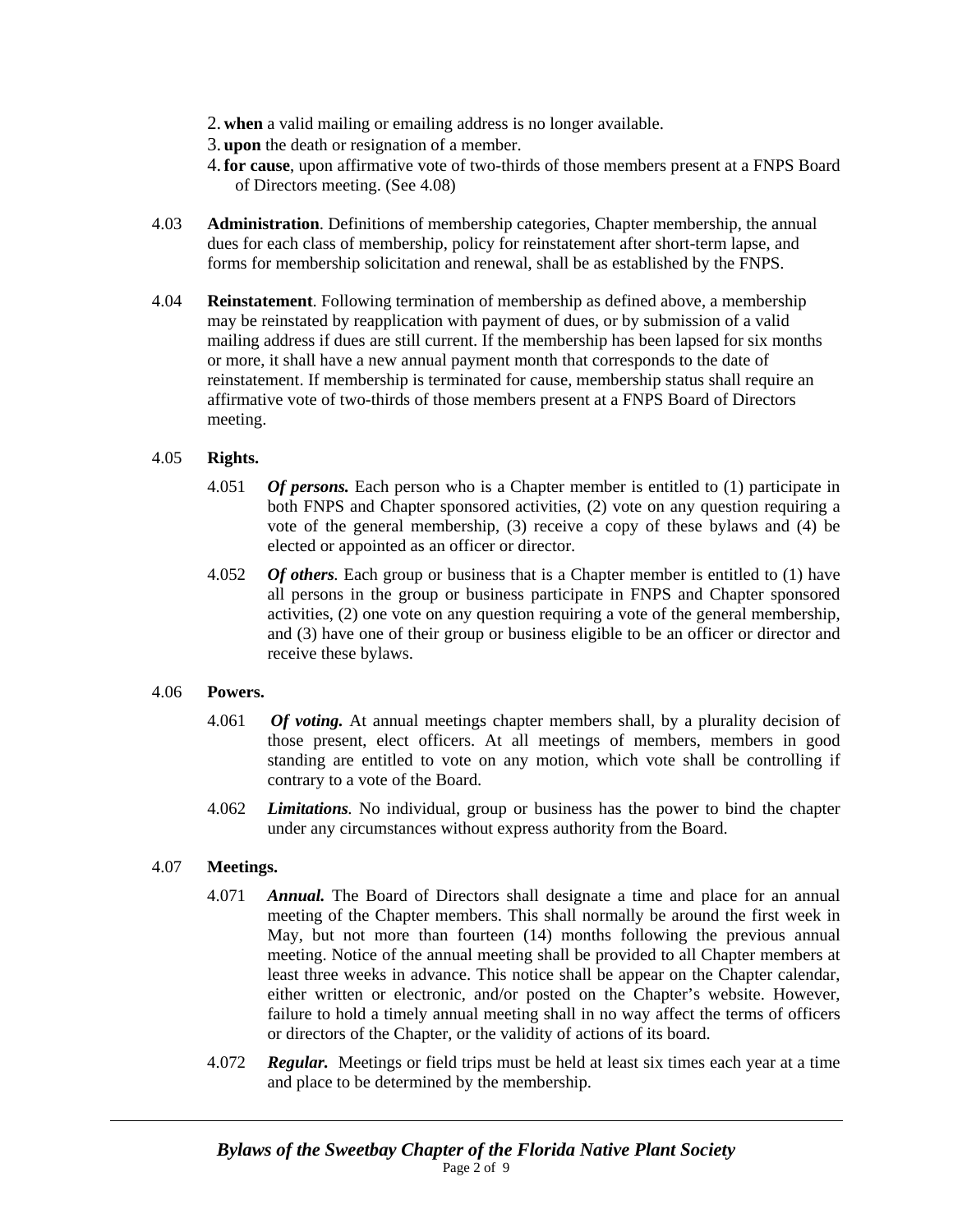2. **when** a valid mailing or emailing address is no longer available.
3. **upon** the death or resignation of a member.
4. **for cause**, upon affirmative vote of two-thirds of those members present at a FNPS Board of Directors meeting. (See 4.08)

4.03 **Administration**. Definitions of membership categories, Chapter membership, the annual dues for each class of membership, policy for reinstatement after short-term lapse, and forms for membership solicitation and renewal, shall be as established by the FNPS.

4.04 **Reinstatement**. Following termination of membership as defined above, a membership may be reinstated by reapplication with payment of dues, or by submission of a valid mailing address if dues are still current. If the membership has been lapsed for six months or more, it shall have a new annual payment month that corresponds to the date of reinstatement. If membership is terminated for cause, membership status shall require an affirmative vote of two-thirds of those members present at a FNPS Board of Directors meeting.

4.05 **Rights.**

4.051 ***Of persons.*** Each person who is a Chapter member is entitled to (1) participate in both FNPS and Chapter sponsored activities, (2) vote on any question requiring a vote of the general membership, (3) receive a copy of these bylaws and (4) be elected or appointed as an officer or director.

4.052 ***Of others.*** Each group or business that is a Chapter member is entitled to (1) have all persons in the group or business participate in FNPS and Chapter sponsored activities, (2) one vote on any question requiring a vote of the general membership, and (3) have one of their group or business eligible to be an officer or director and receive these bylaws.

4.06 **Powers.**

4.061 ***Of voting.*** At annual meetings chapter members shall, by a plurality decision of those present, elect officers. At all meetings of members, members in good standing are entitled to vote on any motion, which vote shall be controlling if contrary to a vote of the Board.

4.062 ***Limitations.*** No individual, group or business has the power to bind the chapter under any circumstances without express authority from the Board.

4.07 **Meetings.**

4.071 ***Annual.*** The Board of Directors shall designate a time and place for an annual meeting of the Chapter members. This shall normally be around the first week in May, but not more than fourteen (14) months following the previous annual meeting. Notice of the annual meeting shall be provided to all Chapter members at least three weeks in advance. This notice shall be appear on the Chapter calendar, either written or electronic, and/or posted on the Chapter's website. However, failure to hold a timely annual meeting shall in no way affect the terms of officers or directors of the Chapter, or the validity of actions of its board.

4.072 ***Regular.*** Meetings or field trips must be held at least six times each year at a time and place to be determined by the membership.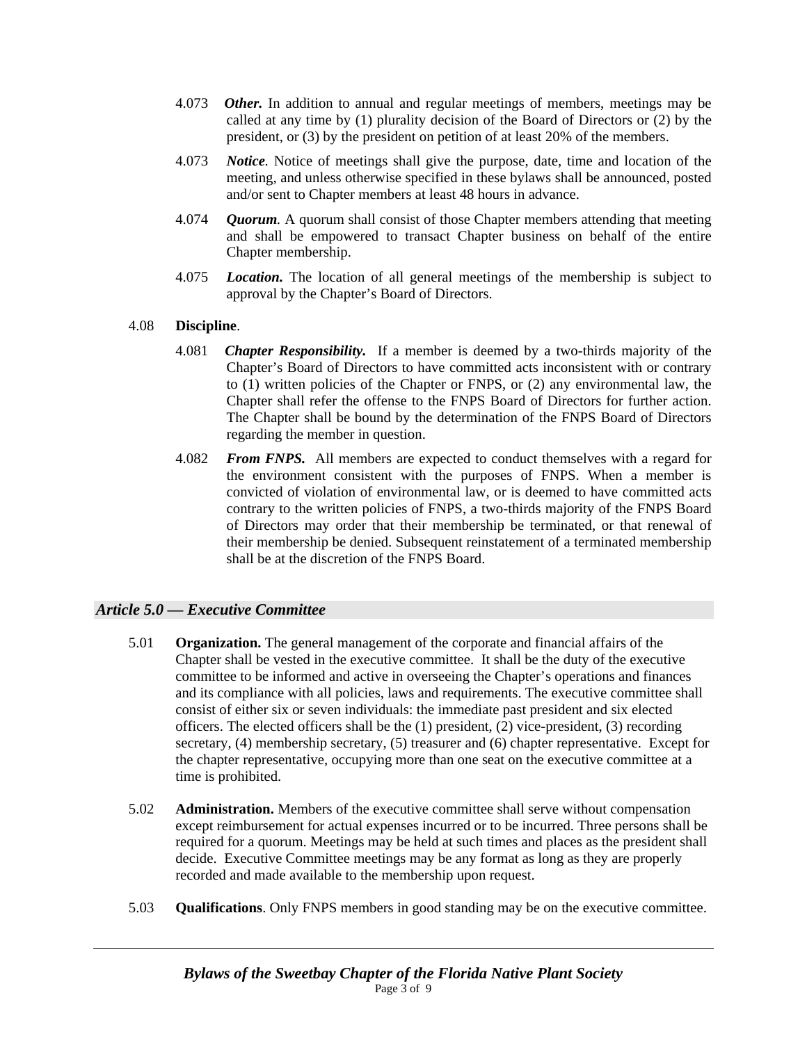4.073 ***Other.*** In addition to annual and regular meetings of members, meetings may be called at any time by (1) plurality decision of the Board of Directors or (2) by the president, or (3) by the president on petition of at least 20% of the members.

4.073 ***Notice.*** Notice of meetings shall give the purpose, date, time and location of the meeting, and unless otherwise specified in these bylaws shall be announced, posted and/or sent to Chapter members at least 48 hours in advance.

4.074 ***Quorum.*** A quorum shall consist of those Chapter members attending that meeting and shall be empowered to transact Chapter business on behalf of the entire Chapter membership.

4.075 ***Location.*** The location of all general meetings of the membership is subject to approval by the Chapter's Board of Directors.

4.08 **Discipline**.

4.081 ***Chapter Responsibility.*** If a member is deemed by a two-thirds majority of the Chapter's Board of Directors to have committed acts inconsistent with or contrary to (1) written policies of the Chapter or FNPS, or (2) any environmental law, the Chapter shall refer the offense to the FNPS Board of Directors for further action. The Chapter shall be bound by the determination of the FNPS Board of Directors regarding the member in question.

4.082 ***From FNPS.*** All members are expected to conduct themselves with a regard for the environment consistent with the purposes of FNPS. When a member is convicted of violation of environmental law, or is deemed to have committed acts contrary to the written policies of FNPS, a two-thirds majority of the FNPS Board of Directors may order that their membership be terminated, or that renewal of their membership be denied. Subsequent reinstatement of a terminated membership shall be at the discretion of the FNPS Board.

## *Article 5.0 — Executive Committee*

5.01 **Organization.** The general management of the corporate and financial affairs of the Chapter shall be vested in the executive committee. It shall be the duty of the executive committee to be informed and active in overseeing the Chapter's operations and finances and its compliance with all policies, laws and requirements. The executive committee shall consist of either six or seven individuals: the immediate past president and six elected officers. The elected officers shall be the (1) president, (2) vice-president, (3) recording secretary, (4) membership secretary, (5) treasurer and (6) chapter representative. Except for the chapter representative, occupying more than one seat on the executive committee at a time is prohibited.

5.02 **Administration.** Members of the executive committee shall serve without compensation except reimbursement for actual expenses incurred or to be incurred. Three persons shall be required for a quorum. Meetings may be held at such times and places as the president shall decide. Executive Committee meetings may be any format as long as they are properly recorded and made available to the membership upon request.

5.03 **Qualifications**. Only FNPS members in good standing may be on the executive committee.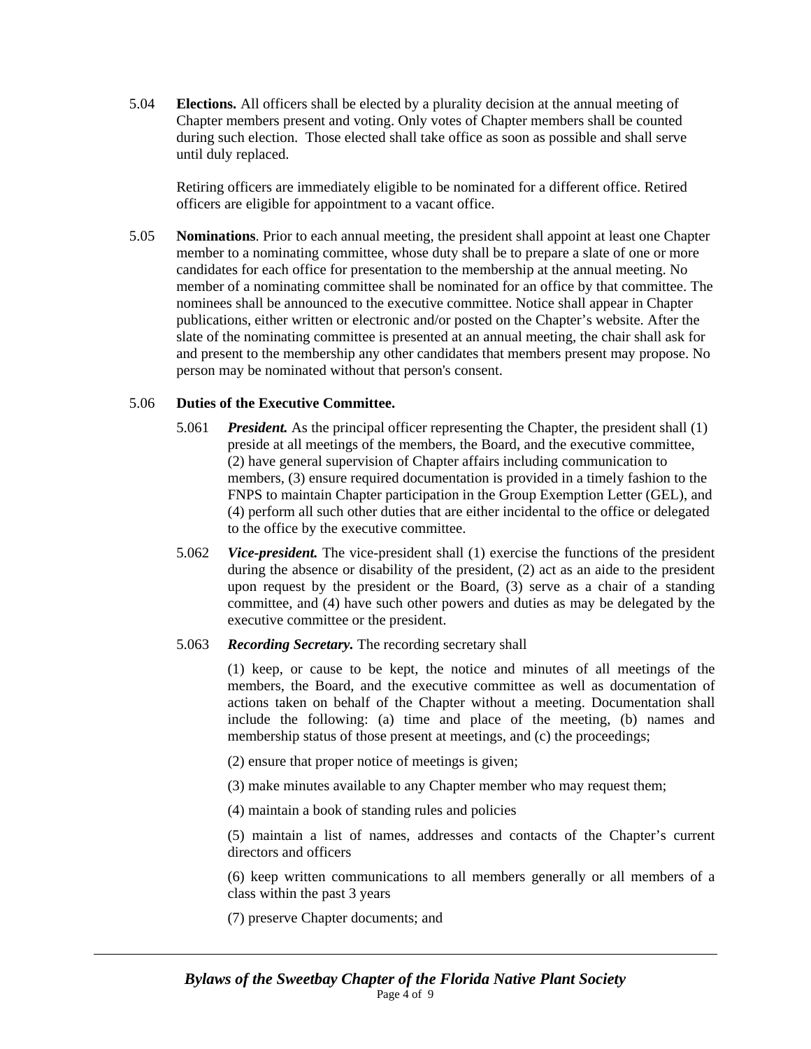5.04 **Elections.** All officers shall be elected by a plurality decision at the annual meeting of Chapter members present and voting. Only votes of Chapter members shall be counted during such election. Those elected shall take office as soon as possible and shall serve until duly replaced.

Retiring officers are immediately eligible to be nominated for a different office. Retired officers are eligible for appointment to a vacant office.

5.05 **Nominations**. Prior to each annual meeting, the president shall appoint at least one Chapter member to a nominating committee, whose duty shall be to prepare a slate of one or more candidates for each office for presentation to the membership at the annual meeting. No member of a nominating committee shall be nominated for an office by that committee. The nominees shall be announced to the executive committee. Notice shall appear in Chapter publications, either written or electronic and/or posted on the Chapter's website. After the slate of the nominating committee is presented at an annual meeting, the chair shall ask for and present to the membership any other candidates that members present may propose. No person may be nominated without that person's consent.

5.06 **Duties of the Executive Committee.**

5.061 ***President.*** As the principal officer representing the Chapter, the president shall (1) preside at all meetings of the members, the Board, and the executive committee, (2) have general supervision of Chapter affairs including communication to members, (3) ensure required documentation is provided in a timely fashion to the FNPS to maintain Chapter participation in the Group Exemption Letter (GEL), and (4) perform all such other duties that are either incidental to the office or delegated to the office by the executive committee.

5.062 ***Vice-president.*** The vice-president shall (1) exercise the functions of the president during the absence or disability of the president, (2) act as an aide to the president upon request by the president or the Board, (3) serve as a chair of a standing committee, and (4) have such other powers and duties as may be delegated by the executive committee or the president.

5.063 ***Recording Secretary.*** The recording secretary shall

(1) keep, or cause to be kept, the notice and minutes of all meetings of the members, the Board, and the executive committee as well as documentation of actions taken on behalf of the Chapter without a meeting. Documentation shall include the following: (a) time and place of the meeting, (b) names and membership status of those present at meetings, and (c) the proceedings;

(2) ensure that proper notice of meetings is given;

(3) make minutes available to any Chapter member who may request them;

(4) maintain a book of standing rules and policies

(5) maintain a list of names, addresses and contacts of the Chapter's current directors and officers

(6) keep written communications to all members generally or all members of a class within the past 3 years

(7) preserve Chapter documents; and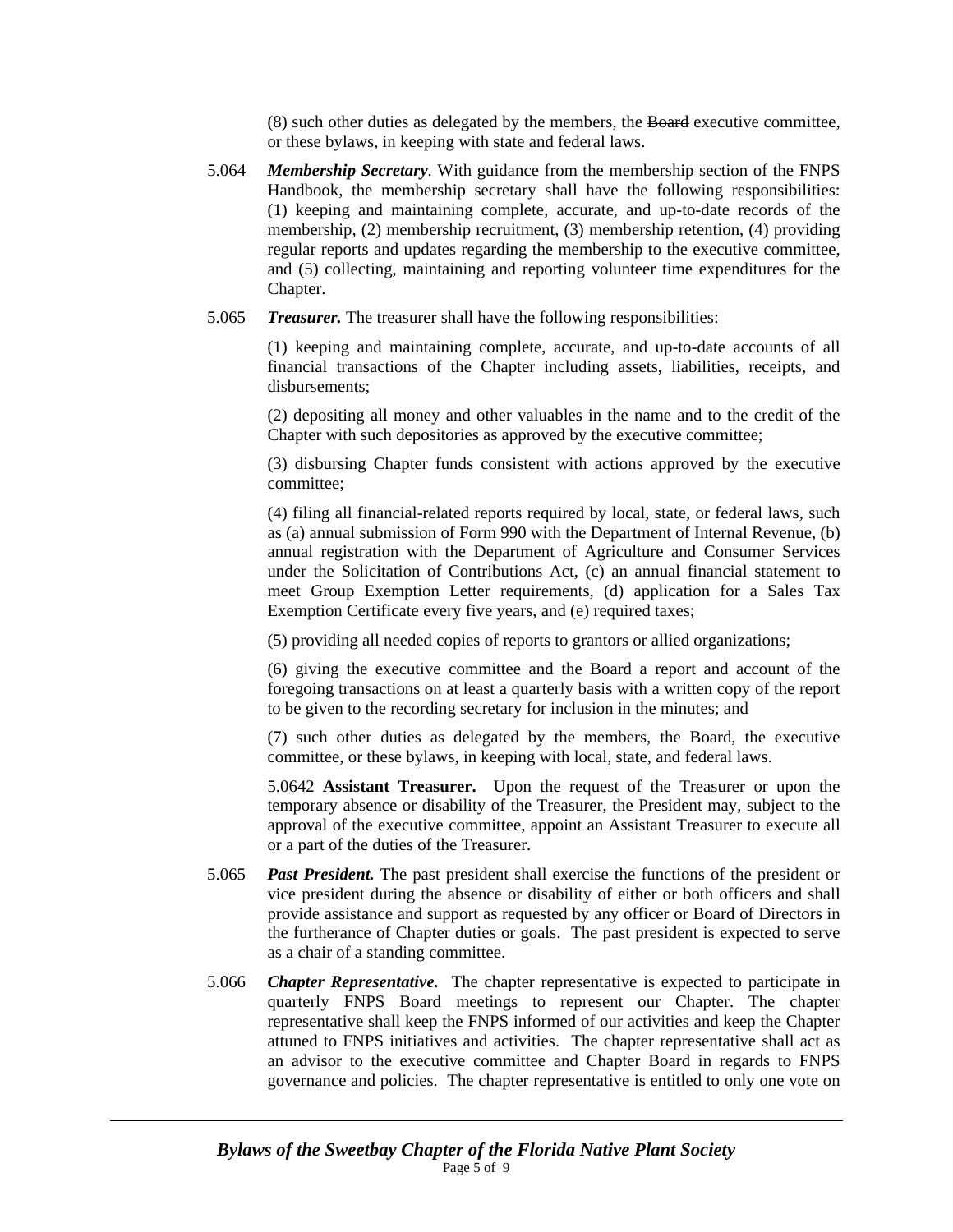(8) such other duties as delegated by the members, the ~~Board~~ executive committee, or these bylaws, in keeping with state and federal laws.

5.064 ***Membership Secretary***. With guidance from the membership section of the FNPS Handbook, the membership secretary shall have the following responsibilities: (1) keeping and maintaining complete, accurate, and up-to-date records of the membership, (2) membership recruitment, (3) membership retention, (4) providing regular reports and updates regarding the membership to the executive committee, and (5) collecting, maintaining and reporting volunteer time expenditures for the Chapter.

5.065 ***Treasurer.*** The treasurer shall have the following responsibilities:

(1) keeping and maintaining complete, accurate, and up-to-date accounts of all financial transactions of the Chapter including assets, liabilities, receipts, and disbursements;

(2) depositing all money and other valuables in the name and to the credit of the Chapter with such depositories as approved by the executive committee;

(3) disbursing Chapter funds consistent with actions approved by the executive committee;

(4) filing all financial-related reports required by local, state, or federal laws, such as (a) annual submission of Form 990 with the Department of Internal Revenue, (b) annual registration with the Department of Agriculture and Consumer Services under the Solicitation of Contributions Act, (c) an annual financial statement to meet Group Exemption Letter requirements, (d) application for a Sales Tax Exemption Certificate every five years, and (e) required taxes;

(5) providing all needed copies of reports to grantors or allied organizations;

(6) giving the executive committee and the Board a report and account of the foregoing transactions on at least a quarterly basis with a written copy of the report to be given to the recording secretary for inclusion in the minutes; and

(7) such other duties as delegated by the members, the Board, the executive committee, or these bylaws, in keeping with local, state, and federal laws.

5.0642 **Assistant Treasurer.** Upon the request of the Treasurer or upon the temporary absence or disability of the Treasurer, the President may, subject to the approval of the executive committee, appoint an Assistant Treasurer to execute all or a part of the duties of the Treasurer.

5.065 ***Past President.*** The past president shall exercise the functions of the president or vice president during the absence or disability of either or both officers and shall provide assistance and support as requested by any officer or Board of Directors in the furtherance of Chapter duties or goals. The past president is expected to serve as a chair of a standing committee.

5.066 ***Chapter Representative.*** The chapter representative is expected to participate in quarterly FNPS Board meetings to represent our Chapter. The chapter representative shall keep the FNPS informed of our activities and keep the Chapter attuned to FNPS initiatives and activities. The chapter representative shall act as an advisor to the executive committee and Chapter Board in regards to FNPS governance and policies. The chapter representative is entitled to only one vote on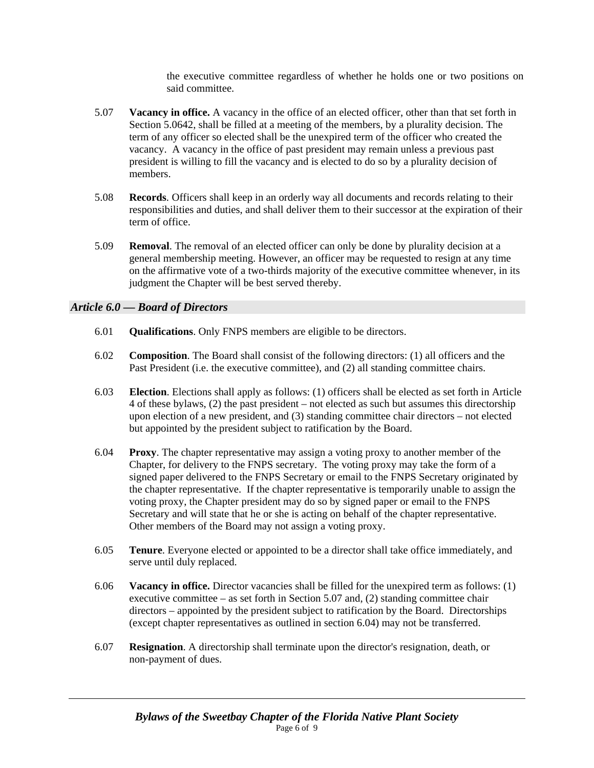the executive committee regardless of whether he holds one or two positions on said committee.

5.07 **Vacancy in office.** A vacancy in the office of an elected officer, other than that set forth in Section 5.0642, shall be filled at a meeting of the members, by a plurality decision. The term of any officer so elected shall be the unexpired term of the officer who created the vacancy. A vacancy in the office of past president may remain unless a previous past president is willing to fill the vacancy and is elected to do so by a plurality decision of members.

5.08 **Records**. Officers shall keep in an orderly way all documents and records relating to their responsibilities and duties, and shall deliver them to their successor at the expiration of their term of office.

5.09 **Removal**. The removal of an elected officer can only be done by plurality decision at a general membership meeting. However, an officer may be requested to resign at any time on the affirmative vote of a two-thirds majority of the executive committee whenever, in its judgment the Chapter will be best served thereby.

## *Article 6.0 — Board of Directors*

6.01 **Qualifications**. Only FNPS members are eligible to be directors.

6.02 **Composition**. The Board shall consist of the following directors: (1) all officers and the Past President (i.e. the executive committee), and (2) all standing committee chairs.

6.03 **Election**. Elections shall apply as follows: (1) officers shall be elected as set forth in Article 4 of these bylaws, (2) the past president – not elected as such but assumes this directorship upon election of a new president, and (3) standing committee chair directors – not elected but appointed by the president subject to ratification by the Board.

6.04 **Proxy**. The chapter representative may assign a voting proxy to another member of the Chapter, for delivery to the FNPS secretary. The voting proxy may take the form of a signed paper delivered to the FNPS Secretary or email to the FNPS Secretary originated by the chapter representative. If the chapter representative is temporarily unable to assign the voting proxy, the Chapter president may do so by signed paper or email to the FNPS Secretary and will state that he or she is acting on behalf of the chapter representative. Other members of the Board may not assign a voting proxy.

6.05 **Tenure**. Everyone elected or appointed to be a director shall take office immediately, and serve until duly replaced.

6.06 **Vacancy in office.** Director vacancies shall be filled for the unexpired term as follows: (1) executive committee – as set forth in Section 5.07 and, (2) standing committee chair directors – appointed by the president subject to ratification by the Board. Directorships (except chapter representatives as outlined in section 6.04) may not be transferred.

6.07 **Resignation**. A directorship shall terminate upon the director's resignation, death, or non-payment of dues.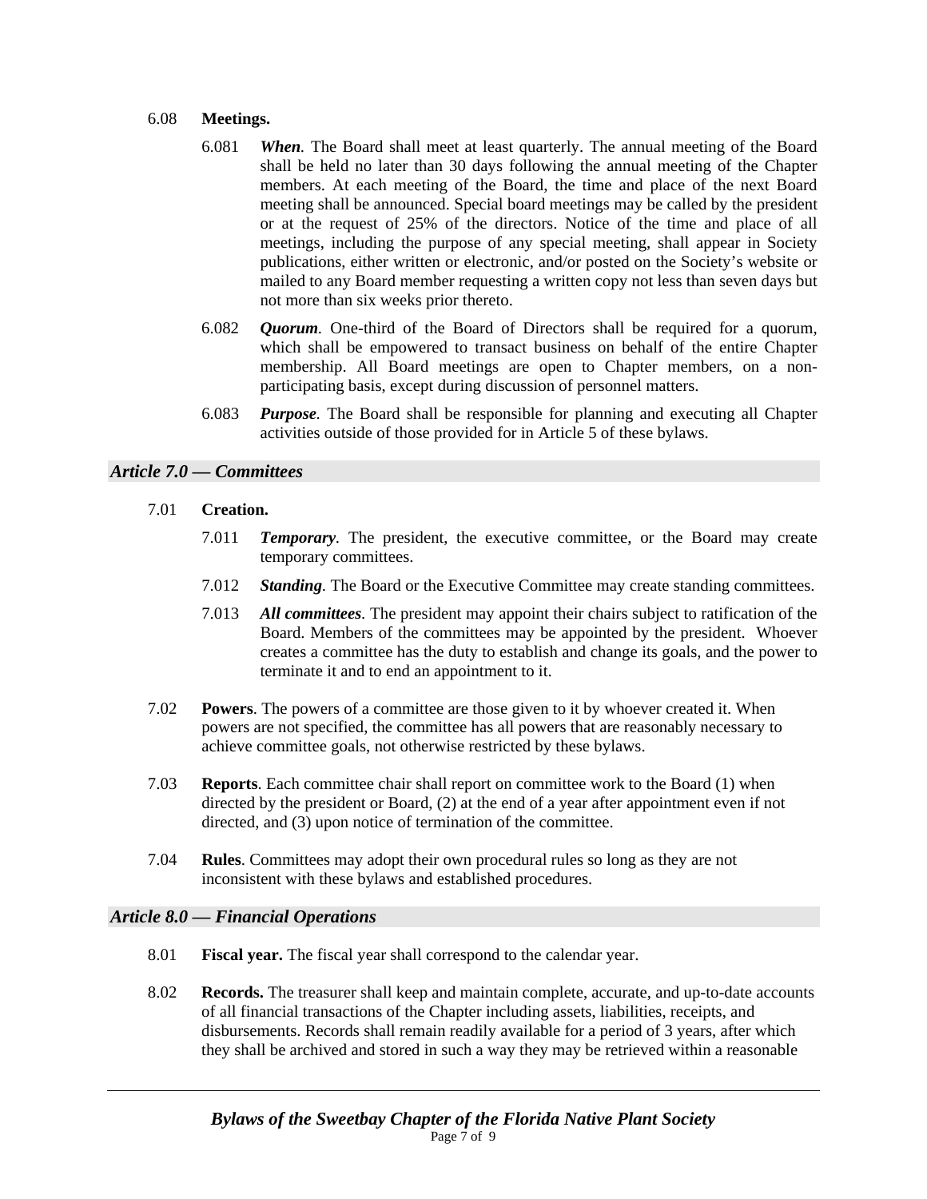6.08 **Meetings.**

6.081 ***When***. The Board shall meet at least quarterly. The annual meeting of the Board shall be held no later than 30 days following the annual meeting of the Chapter members. At each meeting of the Board, the time and place of the next Board meeting shall be announced. Special board meetings may be called by the president or at the request of 25% of the directors. Notice of the time and place of all meetings, including the purpose of any special meeting, shall appear in Society publications, either written or electronic, and/or posted on the Society's website or mailed to any Board member requesting a written copy not less than seven days but not more than six weeks prior thereto.

6.082 ***Quorum***. One-third of the Board of Directors shall be required for a quorum, which shall be empowered to transact business on behalf of the entire Chapter membership. All Board meetings are open to Chapter members, on a non-participating basis, except during discussion of personnel matters.

6.083 ***Purpose***. The Board shall be responsible for planning and executing all Chapter activities outside of those provided for in Article 5 of these bylaws.

## *Article 7.0 — Committees*

7.01 **Creation.**

7.011 ***Temporary***. The president, the executive committee, or the Board may create temporary committees.

7.012 ***Standing***. The Board or the Executive Committee may create standing committees.

7.013 ***All committees***. The president may appoint their chairs subject to ratification of the Board. Members of the committees may be appointed by the president. Whoever creates a committee has the duty to establish and change its goals, and the power to terminate it and to end an appointment to it.

7.02 **Powers**. The powers of a committee are those given to it by whoever created it. When powers are not specified, the committee has all powers that are reasonably necessary to achieve committee goals, not otherwise restricted by these bylaws.

7.03 **Reports**. Each committee chair shall report on committee work to the Board (1) when directed by the president or Board, (2) at the end of a year after appointment even if not directed, and (3) upon notice of termination of the committee.

7.04 **Rules**. Committees may adopt their own procedural rules so long as they are not inconsistent with these bylaws and established procedures.

## *Article 8.0 — Financial Operations*

8.01 **Fiscal year.** The fiscal year shall correspond to the calendar year.

8.02 **Records.** The treasurer shall keep and maintain complete, accurate, and up-to-date accounts of all financial transactions of the Chapter including assets, liabilities, receipts, and disbursements. Records shall remain readily available for a period of 3 years, after which they shall be archived and stored in such a way they may be retrieved within a reasonable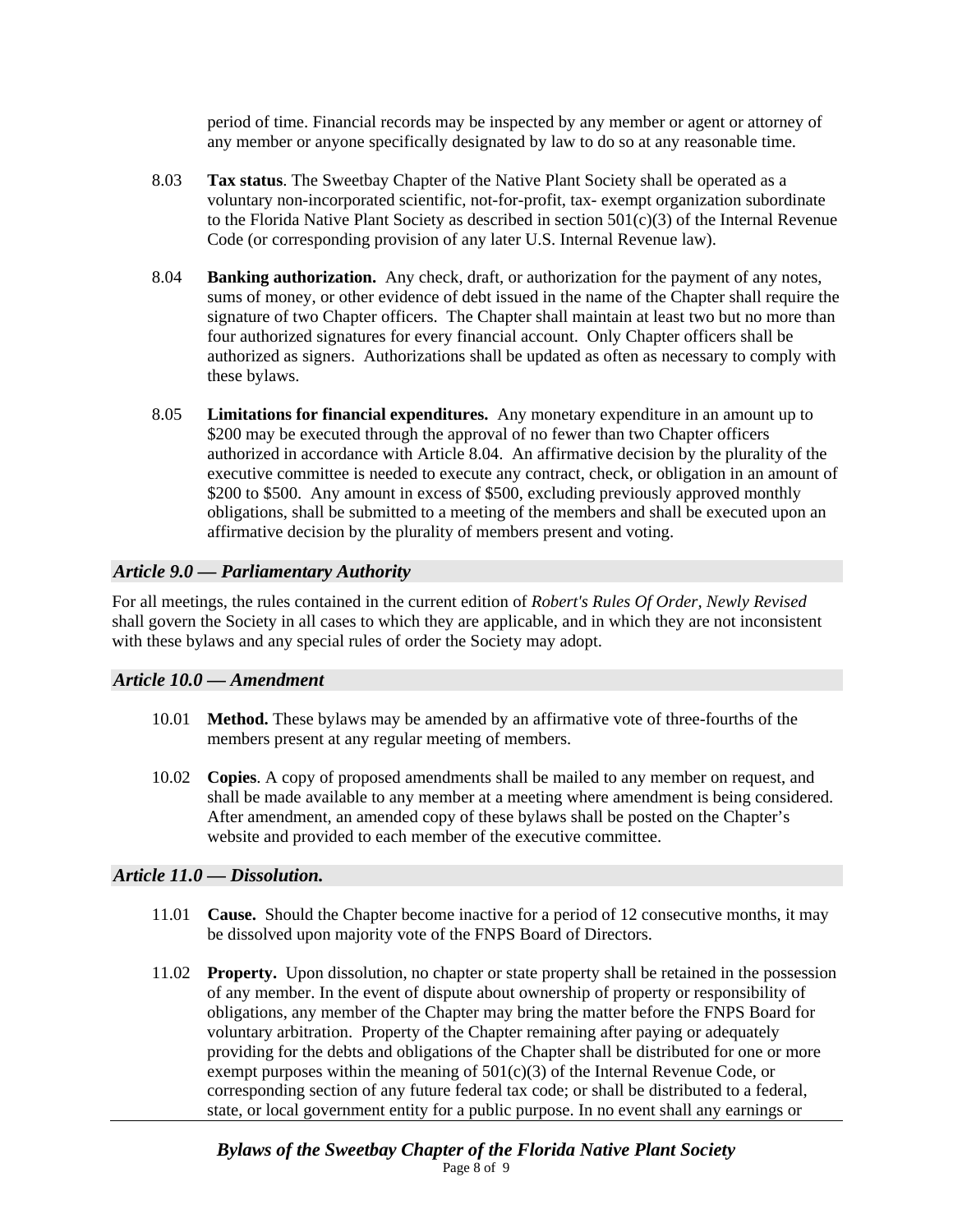period of time. Financial records may be inspected by any member or agent or attorney of any member or anyone specifically designated by law to do so at any reasonable time.

8.03 **Tax status**. The Sweetbay Chapter of the Native Plant Society shall be operated as a voluntary non-incorporated scientific, not-for-profit, tax- exempt organization subordinate to the Florida Native Plant Society as described in section 501(c)(3) of the Internal Revenue Code (or corresponding provision of any later U.S. Internal Revenue law).

8.04 **Banking authorization.** Any check, draft, or authorization for the payment of any notes, sums of money, or other evidence of debt issued in the name of the Chapter shall require the signature of two Chapter officers. The Chapter shall maintain at least two but no more than four authorized signatures for every financial account. Only Chapter officers shall be authorized as signers. Authorizations shall be updated as often as necessary to comply with these bylaws.

8.05 **Limitations for financial expenditures.** Any monetary expenditure in an amount up to $200 may be executed through the approval of no fewer than two Chapter officers authorized in accordance with Article 8.04. An affirmative decision by the plurality of the executive committee is needed to execute any contract, check, or obligation in an amount of $200 to $500. Any amount in excess of $500, excluding previously approved monthly obligations, shall be submitted to a meeting of the members and shall be executed upon an affirmative decision by the plurality of members present and voting.

### *Article 9.0 — Parliamentary Authority*

For all meetings, the rules contained in the current edition of *Robert's Rules Of Order, Newly Revised* shall govern the Society in all cases to which they are applicable, and in which they are not inconsistent with these bylaws and any special rules of order the Society may adopt.

### *Article 10.0 — Amendment*

10.01 **Method.** These bylaws may be amended by an affirmative vote of three-fourths of the members present at any regular meeting of members.

10.02 **Copies**. A copy of proposed amendments shall be mailed to any member on request, and shall be made available to any member at a meeting where amendment is being considered. After amendment, an amended copy of these bylaws shall be posted on the Chapter's website and provided to each member of the executive committee.

### *Article 11.0 — Dissolution.*

11.01 **Cause.** Should the Chapter become inactive for a period of 12 consecutive months, it may be dissolved upon majority vote of the FNPS Board of Directors.

11.02 **Property.** Upon dissolution, no chapter or state property shall be retained in the possession of any member. In the event of dispute about ownership of property or responsibility of obligations, any member of the Chapter may bring the matter before the FNPS Board for voluntary arbitration. Property of the Chapter remaining after paying or adequately providing for the debts and obligations of the Chapter shall be distributed for one or more exempt purposes within the meaning of 501(c)(3) of the Internal Revenue Code, or corresponding section of any future federal tax code; or shall be distributed to a federal, state, or local government entity for a public purpose. In no event shall any earnings or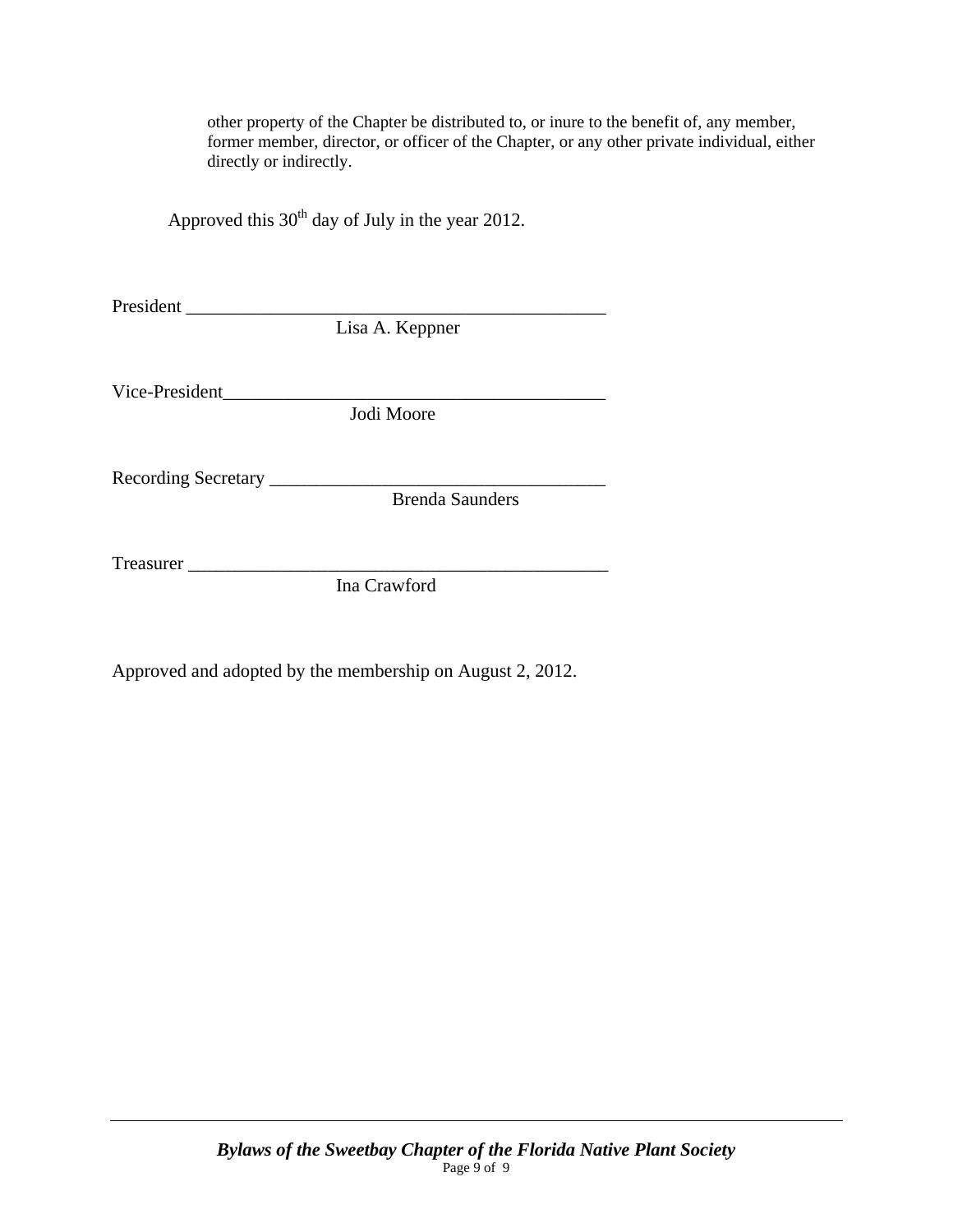other property of the Chapter be distributed to, or inure to the benefit of, any member, former member, director, or officer of the Chapter, or any other private individual, either directly or indirectly.

Approved this 30th day of July in the year 2012.

President _______________________________________________
Lisa A. Keppner

Vice-President___________________________________________
Jodi Moore

Recording Secretary _____________________________________
Brenda Saunders

Treasurer _______________________________________________
Ina Crawford

Approved and adopted by the membership on August 2, 2012.